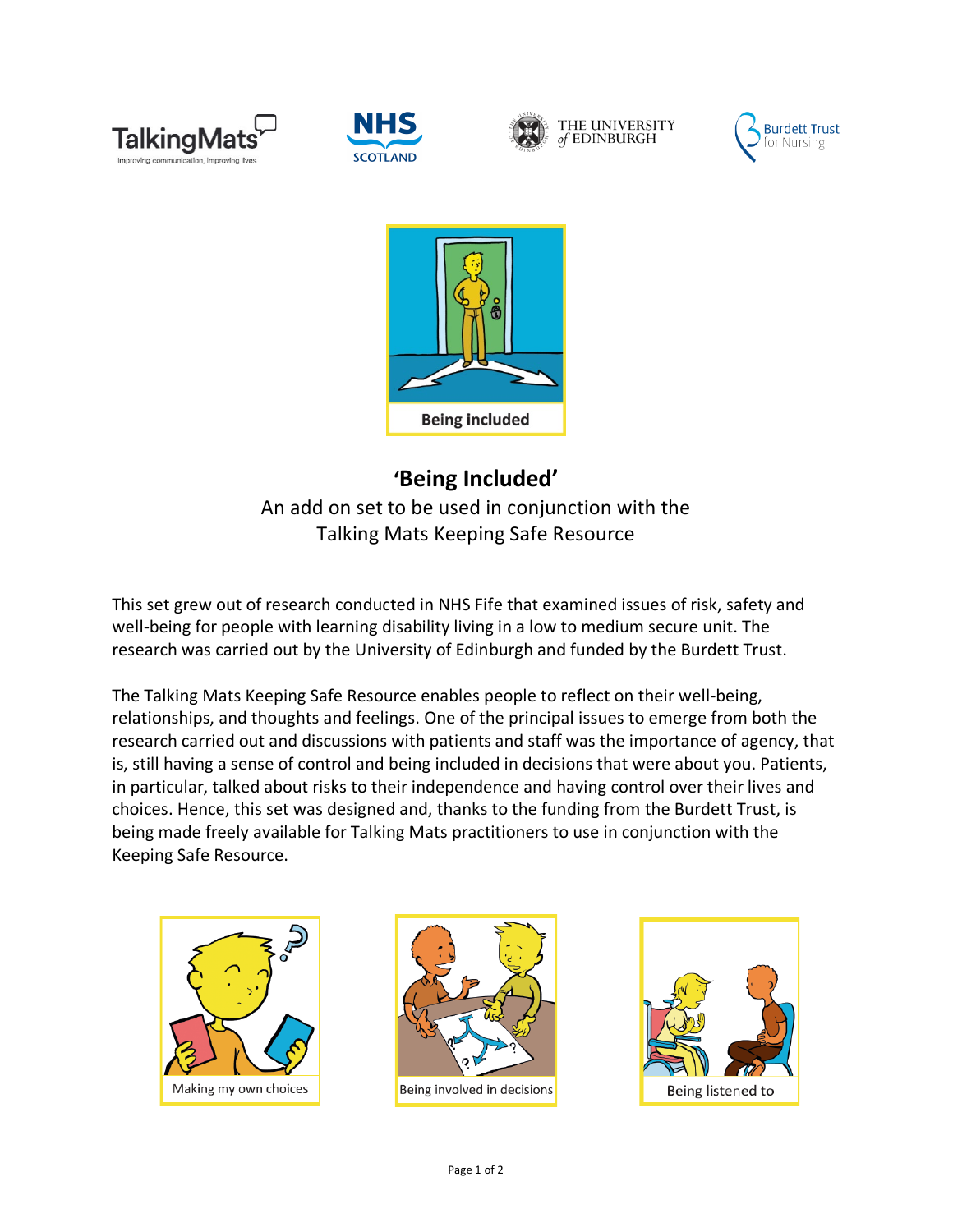# 'Being Included'

An add on set to be used in conjunction with the Talking Mats Keeping Safe Resource

This set grew out of research conducted in NHS Fife that examined issues of risk, safety and well-being for people with learning disability living in a low to medium secure unit. The research was carried out by the University of Edinburgh and funded by the Burdett Trust.

The Talking Mats Keeping Safe Resource enables people to reflect on their well-being, relationships, and thoughts and feelings. One of the principal issues to emerge from both the research carried out and discussions with patients and staff was the importance of agency, that is, still having a sense of control and being included in decisions that were about you. Patients, in particular, talked about risks to their independence and having control over their lives and choices. Hence, this set was designed and, thanks to the funding from the Burdett Trust, is being made freely available for Talking Mats practitioners to use in conjunction with the Keeping Safe Resource.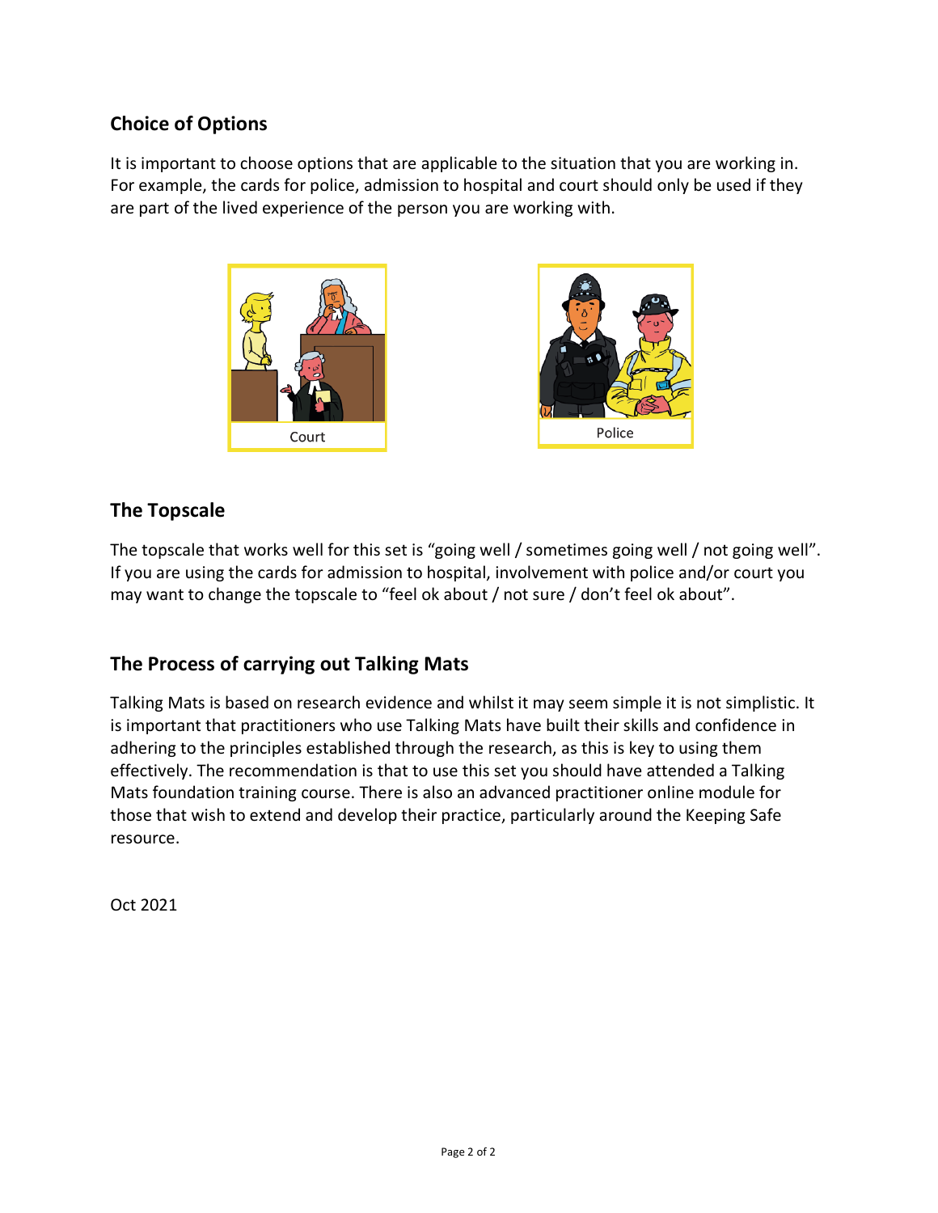## Choice of Options

It is important to choose options that are applicable to the situation that you are working in. For example, the cards for police, admission to hospital and court should only be used if they are part of the lived experience of the person you are working with.

Court

Police

## The Topscale

The topscale that works well for this set is “going well / sometimes going well / not going well”. If you are using the cards for admission to hospital, involvement with police and/or court you may want to change the topscale to “feel ok about / not sure / don’t feel ok about”.

## The Process of carrying out Talking Mats

Talking Mats is based on research evidence and whilst it may seem simple it is not simplistic. It is important that practitioners who use Talking Mats have built their skills and confidence in adhering to the principles established through the research, as this is key to using them effectively. The recommendation is that to use this set you should have attended a Talking Mats foundation training course. There is also an advanced practitioner online module for those that wish to extend and develop their practice, particularly around the Keeping Safe resource.

Oct 2021